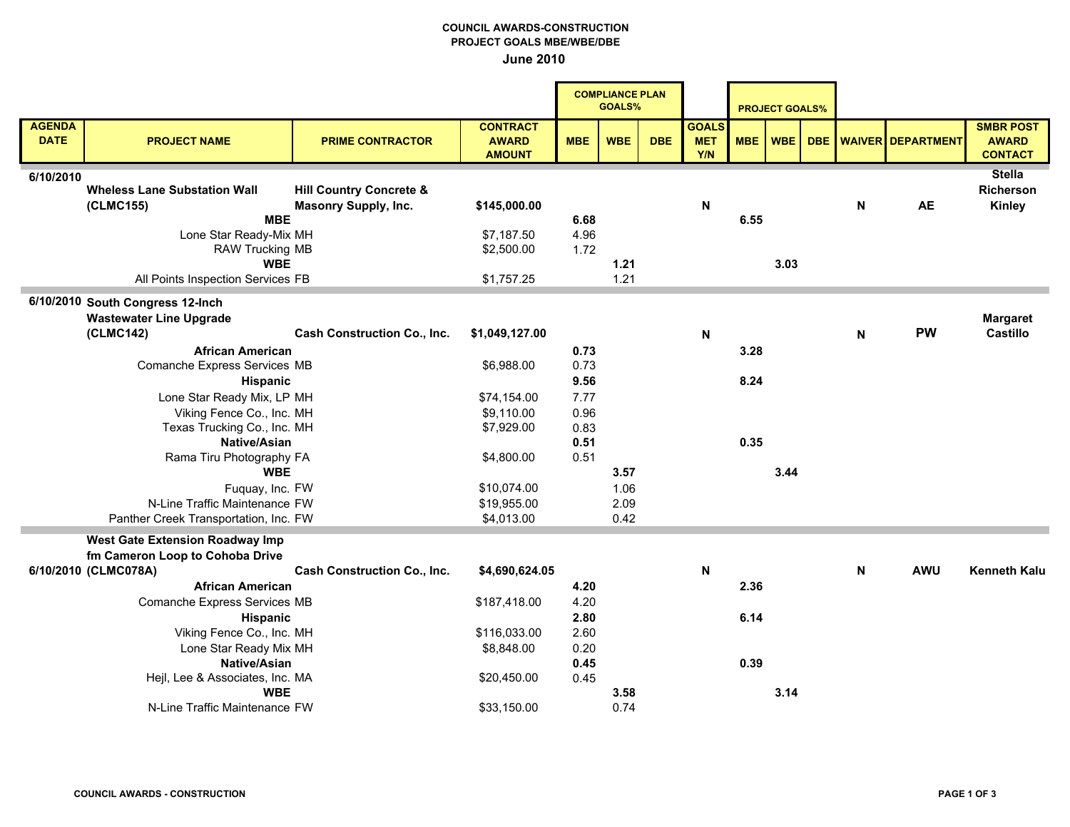**COUNCIL AWARDS-CONSTRUCTION**
**PROJECT GOALS MBE/WBE/DBE**
**June 2010**

| AGENDA DATE | PROJECT NAME | PRIME CONTRACTOR | CONTRACT AWARD AMOUNT | COMPLIANCE PLAN GOALS% | | | GOALS MET Y/N | PROJECT GOALS% | | | WAIVER | DEPARTMENT | SMBR POST AWARD CONTACT |
|---|---|---|---|---|---|---|---|---|---|---|---|---|---|
| | | | | MBE | WBE | DBE | | MBE | WBE | DBE | | | |
| 6/10/2010 | **Wheless Lane Substation Wall (CLMC155)** | **Hill Country Concrete & Masonry Supply, Inc.** | **$145,000.00** | | | | **N** | | | | **N** | **AE** | **Stella Richerson Kinley** |
| | **MBE** | | | **6.68** | | | | **6.55** | | | | | |
| | Lone Star Ready-Mix MH | | $7,187.50 | 4.96 | | | | | | | | | |
| | RAW Trucking MB | | $2,500.00 | 1.72 | | | | | | | | | |
| | **WBE** | | | | **1.21** | | | | **3.03** | | | | |
| | All Points Inspection Services FB | | $1,757.25 | | 1.21 | | | | | | | | |
| 6/10/2010 | **South Congress 12-Inch Wastewater Line Upgrade (CLMC142)** | **Cash Construction Co., Inc.** | **$1,049,127.00** | | | | **N** | | | | **N** | **PW** | **Margaret Castillo** |
| | **African American** | | | **0.73** | | | | **3.28** | | | | | |
| | Comanche Express Services MB | | $6,988.00 | 0.73 | | | | | | | | | |
| | **Hispanic** | | | **9.56** | | | | **8.24** | | | | | |
| | Lone Star Ready Mix, LP MH | | $74,154.00 | 7.77 | | | | | | | | | |
| | Viking Fence Co., Inc. MH | | $9,110.00 | 0.96 | | | | | | | | | |
| | Texas Trucking Co., Inc. MH | | $7,929.00 | 0.83 | | | | | | | | | |
| | **Native/Asian** | | | **0.51** | | | | **0.35** | | | | | |
| | Rama Tiru Photography FA | | $4,800.00 | 0.51 | | | | | | | | | |
| | **WBE** | | | | **3.57** | | | | **3.44** | | | | |
| | Fuquay, Inc. FW | | $10,074.00 | | 1.06 | | | | | | | | |
| | N-Line Traffic Maintenance FW | | $19,955.00 | | 2.09 | | | | | | | | |
| | Panther Creek Transportation, Inc. FW | | $4,013.00 | | 0.42 | | | | | | | | |
| 6/10/2010 | **West Gate Extension Roadway Imp fm Cameron Loop to Cohoba Drive (CLMC078A)** | **Cash Construction Co., Inc.** | **$4,690,624.05** | | | | **N** | | | | **N** | **AWU** | **Kenneth Kalu** |
| | **African American** | | | **4.20** | | | | **2.36** | | | | | |
| | Comanche Express Services MB | | $187,418.00 | 4.20 | | | | | | | | | |
| | **Hispanic** | | | **2.80** | | | | **6.14** | | | | | |
| | Viking Fence Co., Inc. MH | | $116,033.00 | 2.60 | | | | | | | | | |
| | Lone Star Ready Mix MH | | $8,848.00 | 0.20 | | | | | | | | | |
| | **Native/Asian** | | | **0.45** | | | | **0.39** | | | | | |
| | Hejl, Lee & Associates, Inc. MA | | $20,450.00 | 0.45 | | | | | | | | | |
| | **WBE** | | | | **3.58** | | | | **3.14** | | | | |
| | N-Line Traffic Maintenance FW | | $33,150.00 | | 0.74 | | | | | | | | |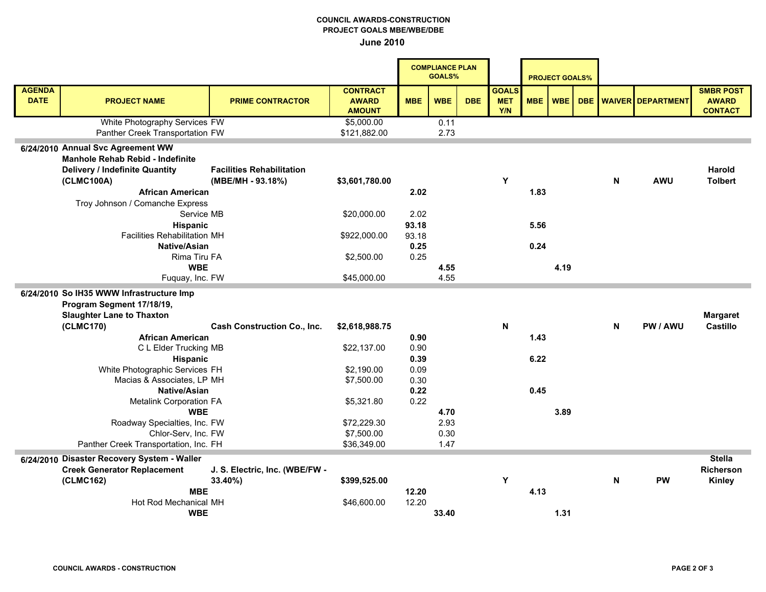**COUNCIL AWARDS-CONSTRUCTION**
**PROJECT GOALS MBE/WBE/DBE**
**June 2010**

| AGENDA DATE | PROJECT NAME | PRIME CONTRACTOR | CONTRACT AWARD AMOUNT | COMPLIANCE PLAN GOALS% | | | GOALS MET Y/N | PROJECT GOALS% | | | WAIVER | DEPARTMENT | SMBR POST AWARD CONTACT |
|---|---|---|---|---|---|---|---|---|---|---|---|---|---|
| | | | | MBE | WBE | DBE | | MBE | WBE | DBE | | | |
| | White Photography Services FW | | $5,000.00 | | 0.11 | | | | | | | | |
| | Panther Creek Transportation FW | | $121,882.00 | | 2.73 | | | | | | | | |
| **6/24/2010** | **Annual Svc Agreement WW Manhole Rehab Rebid - Indefinite Delivery / Indefinite Quantity (CLMC100A)** | **Facilities Rehabilitation (MBE/MH - 93.18%)** | **$3,601,780.00** | | | | **Y** | | | | **N** | **AWU** | **Harold Tolbert** |
| | **African American** | | | **2.02** | | | | **1.83** | | | | | |
| | Troy Johnson / Comanche Express Service MB | | $20,000.00 | 2.02 | | | | | | | | | |
| | **Hispanic** | | | **93.18** | | | | **5.56** | | | | | |
| | Facilities Rehabilitation MH | | $922,000.00 | 93.18 | | | | | | | | | |
| | **Native/Asian** | | | **0.25** | | | | **0.24** | | | | | |
| | Rima Tiru FA | | $2,500.00 | 0.25 | | | | | | | | | |
| | **WBE** | | | | **4.55** | | | | **4.19** | | | | |
| | Fuquay, Inc. FW | | $45,000.00 | | 4.55 | | | | | | | | |
| **6/24/2010** | **So IH35 WWW Infrastructure Imp Program Segment 17/18/19, Slaughter Lane to Thaxton (CLMC170)** | **Cash Construction Co., Inc.** | **$2,618,988.75** | | | | **N** | | | | **N** | **PW / AWU** | **Margaret Castillo** |
| | **African American** | | | **0.90** | | | | **1.43** | | | | | |
| | C L Elder Trucking MB | | $22,137.00 | 0.90 | | | | | | | | | |
| | **Hispanic** | | | **0.39** | | | | **6.22** | | | | | |
| | White Photographic Services FH | | $2,190.00 | 0.09 | | | | | | | | | |
| | Macias & Associates, LP MH | | $7,500.00 | 0.30 | | | | | | | | | |
| | **Native/Asian** | | | **0.22** | | | | **0.45** | | | | | |
| | Metalink Corporation FA | | $5,321.80 | 0.22 | | | | | | | | | |
| | **WBE** | | | | **4.70** | | | | **3.89** | | | | |
| | Roadway Specialties, Inc. FW | | $72,229.30 | | 2.93 | | | | | | | | |
| | Chlor-Serv, Inc. FW | | $7,500.00 | | 0.30 | | | | | | | | |
| | Panther Creek Transportation, Inc. FH | | $36,349.00 | | 1.47 | | | | | | | | |
| **6/24/2010** | **Disaster Recovery System - Waller Creek Generator Replacement (CLMC162)** | **J. S. Electric, Inc. (WBE/FW - 33.40%)** | **$399,525.00** | | | | **Y** | | | | **N** | **PW** | **Stella Richerson Kinley** |
| | **MBE** | | | **12.20** | | | | **4.13** | | | | | |
| | Hot Rod Mechanical MH | | $46,600.00 | 12.20 | | | | | | | | | |
| | **WBE** | | | | **33.40** | | | | **1.31** | | | | |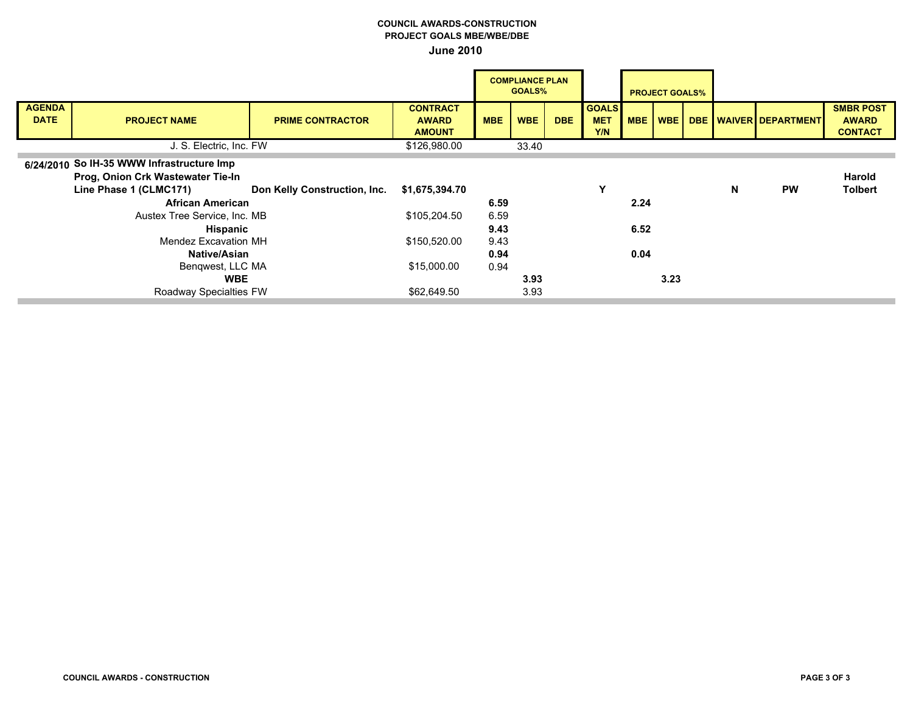**COUNCIL AWARDS-CONSTRUCTION**
**PROJECT GOALS MBE/WBE/DBE**
**June 2010**

| AGENDA DATE | PROJECT NAME | PRIME CONTRACTOR | CONTRACT AWARD AMOUNT | COMPLIANCE PLAN GOALS% MBE | COMPLIANCE PLAN GOALS% WBE | COMPLIANCE PLAN GOALS% DBE | GOALS MET Y/N | PROJECT GOALS% MBE | PROJECT GOALS% WBE | PROJECT GOALS% DBE | WAIVER | DEPARTMENT | SMBR POST AWARD CONTACT |
|---|---|---|---|---|---|---|---|---|---|---|---|---|---|
| | J. S. Electric, Inc. FW | | $126,980.00 | | 33.40 | | | | | | | | |
| **6/24/2010** | **So IH-35 WWW Infrastructure Imp Prog, Onion Crk Wastewater Tie-In Line Phase 1 (CLMC171)** | **Don Kelly Construction, Inc.** | **$1,675,394.70** | | | | **Y** | | | | **N** | **PW** | **Harold Tolbert** |
| | **African American** | | | **6.59** | | | | **2.24** | | | | | |
| | Austex Tree Service, Inc. MB | | $105,204.50 | 6.59 | | | | | | | | | |
| | **Hispanic** | | | **9.43** | | | | **6.52** | | | | | |
| | Mendez Excavation MH | | $150,520.00 | 9.43 | | | | | | | | | |
| | **Native/Asian** | | | **0.94** | | | | **0.04** | | | | | |
| | Benqwest, LLC MA | | $15,000.00 | 0.94 | | | | | | | | | |
| | **WBE** | | | | **3.93** | | | | **3.23** | | | | |
| | Roadway Specialties FW | | $62,649.50 | | 3.93 | | | | | | | | |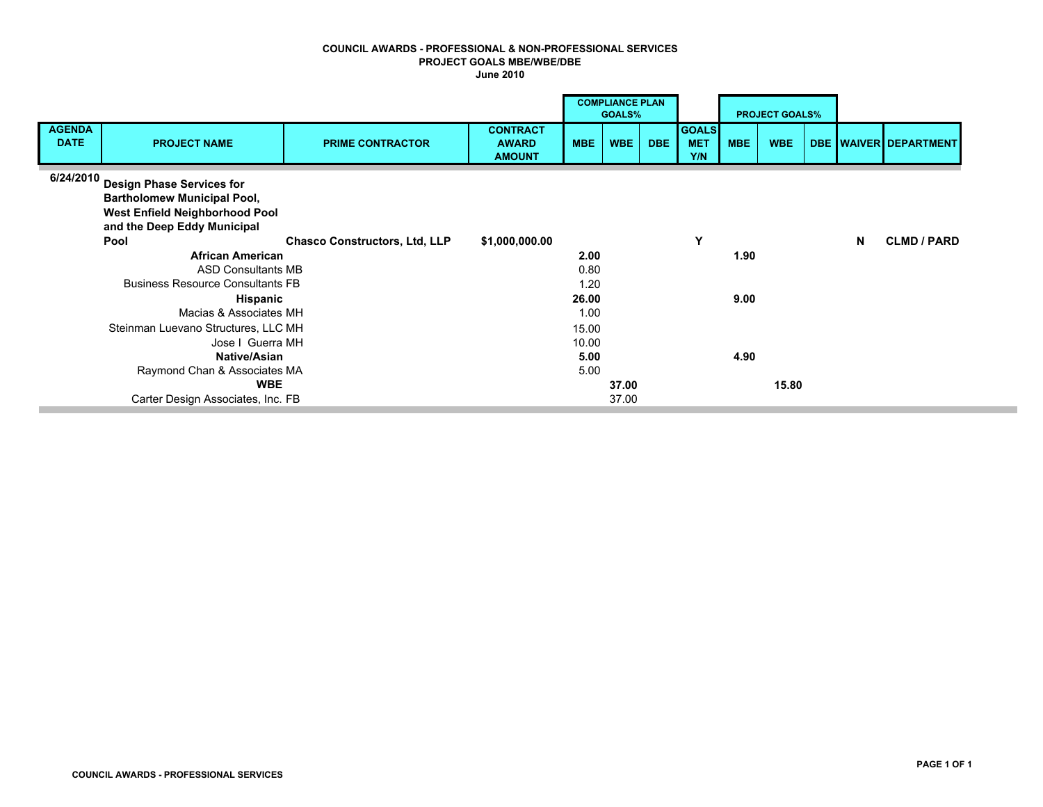**COUNCIL AWARDS - PROFESSIONAL & NON-PROFESSIONAL SERVICES**
**PROJECT GOALS MBE/WBE/DBE**
**June 2010**

| | | | | COMPLIANCE PLAN GOALS% | | | | PROJECT GOALS% | | | | |
|---|---|---|---|---|---|---|---|---|---|---|---|---|
| **AGENDA DATE** | **PROJECT NAME** | **PRIME CONTRACTOR** | **CONTRACT AWARD AMOUNT** | **MBE** | **WBE** | **DBE** | **GOALS MET Y/N** | **MBE** | **WBE** | **DBE** | **WAIVER** | **DEPARTMENT** |
| 6/24/2010 | **Design Phase Services for Bartholomew Municipal Pool, West Enfield Neighborhood Pool and the Deep Eddy Municipal Pool** | **Chasco Constructors, Ltd, LLP** | **$1,000,000.00** | | | | **Y** | | | | **N** | **CLMD / PARD** |
| | **African American** | | | **2.00** | | | | **1.90** | | | | |
| | ASD Consultants MB | | | 0.80 | | | | | | | | |
| | Business Resource Consultants FB | | | 1.20 | | | | | | | | |
| | **Hispanic** | | | **26.00** | | | | **9.00** | | | | |
| | Macias & Associates MH | | | 1.00 | | | | | | | | |
| | Steinman Luevano Structures, LLC MH | | | 15.00 | | | | | | | | |
| | Jose I Guerra MH | | | 10.00 | | | | | | | | |
| | **Native/Asian** | | | **5.00** | | | | **4.90** | | | | |
| | Raymond Chan & Associates MA | | | 5.00 | | | | | | | | |
| | **WBE** | | | | **37.00** | | | | **15.80** | | | |
| | Carter Design Associates, Inc. FB | | | | 37.00 | | | | | | | |